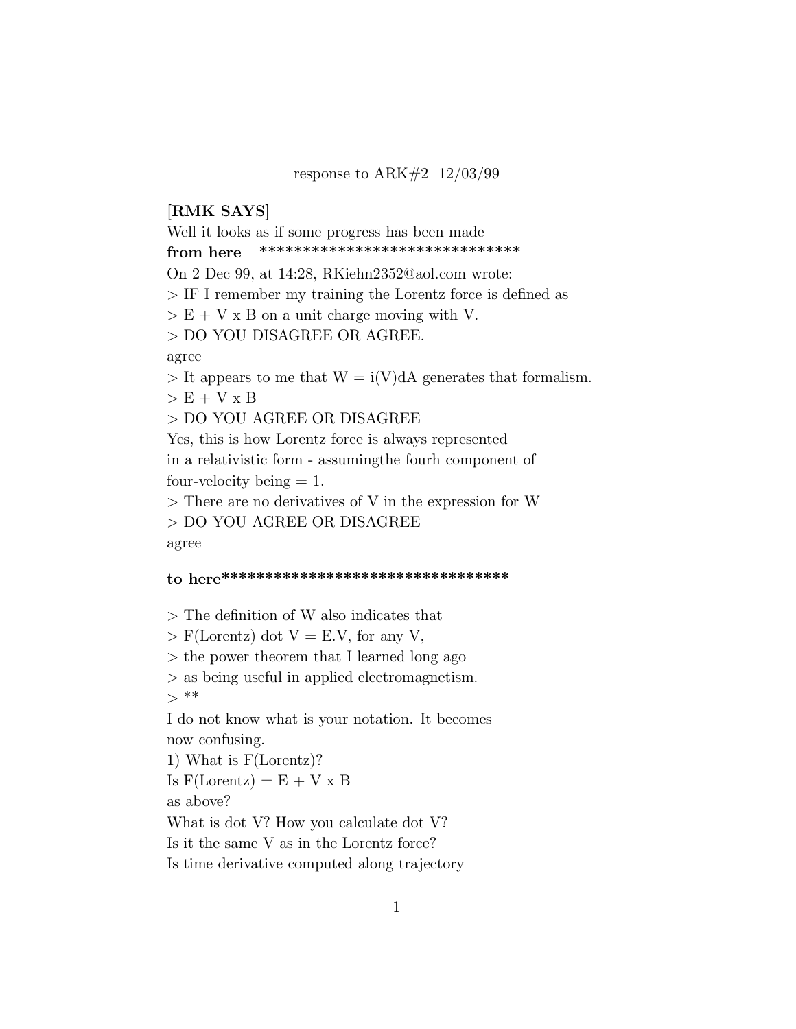response to ARK#2 12/03/99

[**RMK SAYS**]

Well it looks as if some progress has been made

**from here** ******************************

On 2 Dec 99, at 14:28, RKiehn2352@aol.com wrote:

> IF I remember my training the Lorentz force is defined as
> E + V x B on a unit charge moving with V.
> DO YOU DISAGREE OR AGREE.

agree

> It appears to me that W = i(V)dA generates that formalism.
> E + V x B
> DO YOU AGREE OR DISAGREE

Yes, this is how Lorentz force is always represented
in a relativistic form - assumingthe fourh component of
four-velocity being = 1.

> There are no derivatives of V in the expression for W
> DO YOU AGREE OR DISAGREE

agree

**to here*********************************

> The definition of W also indicates that
> F(Lorentz) dot V = E.V, for any V,
> the power theorem that I learned long ago
> as being useful in applied electromagnetism.
> **

I do not know what is your notation. It becomes
now confusing.

1) What is F(Lorentz)?

Is F(Lorentz) = E + V x B
as above?

What is dot V? How you calculate dot V?

Is it the same V as in the Lorentz force?

Is time derivative computed along trajectory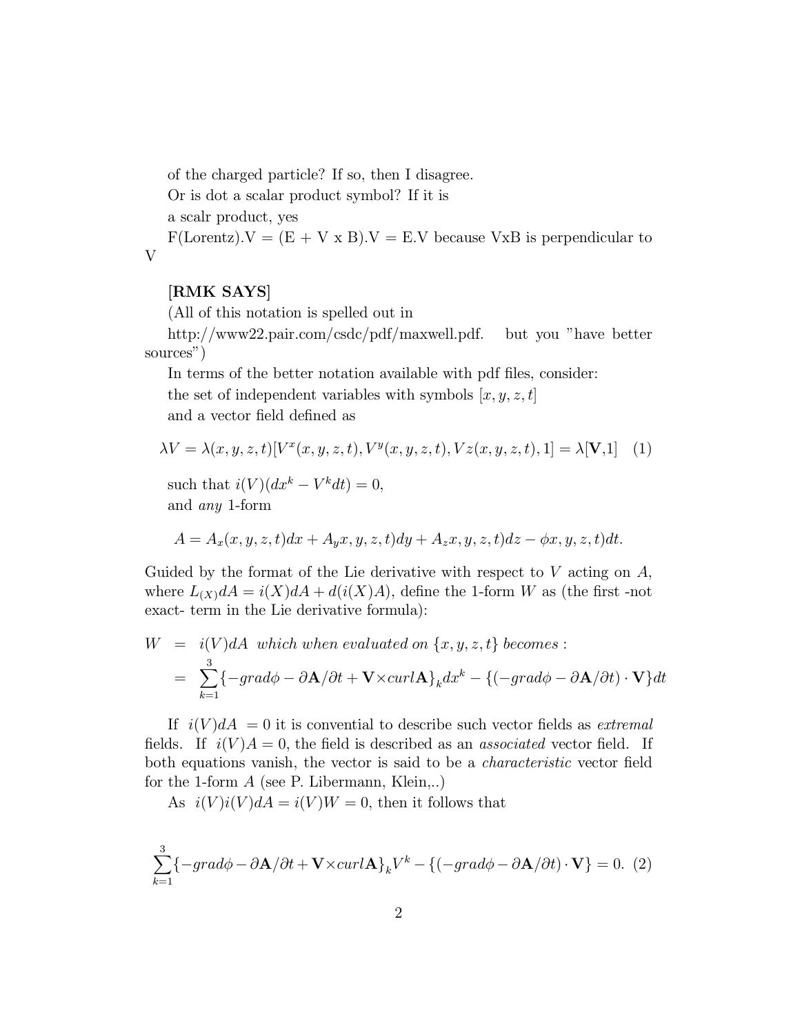of the charged particle? If so, then I disagree.

Or is dot a scalar product symbol? If it is

a scalr product, yes

F(Lorentz).V = (E + V x B).V = E.V because VxB is perpendicular to V

**[RMK SAYS]**

(All of this notation is spelled out in

http://www22.pair.com/csdc/pdf/maxwell.pdf. but you "have better sources")

In terms of the better notation available with pdf files, consider:

the set of independent variables with symbols $[x, y, z, t]$

and a vector field defined as

$$\lambda V = \lambda(x, y, z, t)[V^x(x, y, z, t), V^y(x, y, z, t), Vz(x, y, z, t), 1] = \lambda[\mathbf{V}, 1] \quad (1)$$

such that $i(V)(dx^k - V^k dt) = 0$,

and *any* 1-form

$$A = A_x(x, y, z, t)dx + A_y x, y, z, t)dy + A_z x, y, z, t)dz - \phi x, y, z, t)dt.$$

Guided by the format of the Lie derivative with respect to $V$ acting on $A$, where $L_{(X)}dA = i(X)dA + d(i(X)A)$, define the 1-form $W$ as (the first -not exact- term in the Lie derivative formula):

$$\begin{aligned} W &= i(V)dA \;\; \textit{which when evaluated on } \{x, y, z, t\} \textit{ becomes}: \\ &= \sum_{k=1}^{3}\{-grad\phi - \partial\mathbf{A}/\partial t + \mathbf{V}\times curl\mathbf{A}\}_k dx^k - \{(-grad\phi - \partial\mathbf{A}/\partial t)\cdot\mathbf{V}\}dt \end{aligned}$$

If $i(V)dA = 0$ it is convential to describe such vector fields as *extremal* fields. If $i(V)A = 0$, the field is described as an *associated* vector field. If both equations vanish, the vector is said to be a *characteristic* vector field for the 1-form $A$ (see P. Libermann, Klein,..)

As $i(V)i(V)dA = i(V)W = 0$, then it follows that

$$\sum_{k=1}^{3}\{-grad\phi - \partial\mathbf{A}/\partial t + \mathbf{V}\times curl\mathbf{A}\}_k V^k - \{(-grad\phi - \partial\mathbf{A}/\partial t)\cdot\mathbf{V}\} = 0. \quad (2)$$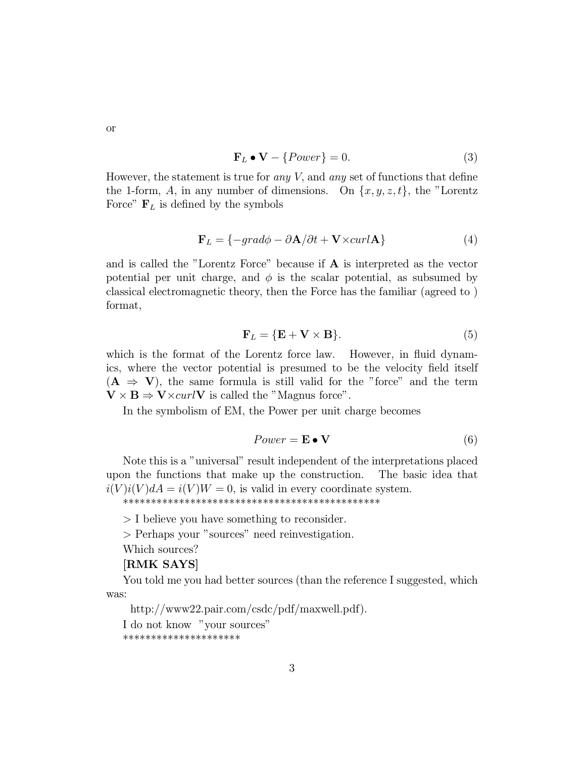or

$$\mathbf{F}_L \bullet \mathbf{V} - \{Power\} = 0. \tag{3}$$

However, the statement is true for *any* $V$, and *any* set of functions that define the 1-form, $A$, in any number of dimensions. On $\{x, y, z, t\}$, the "Lorentz Force" $\mathbf{F}_L$ is defined by the symbols

$$\mathbf{F}_L = \{-grad\phi - \partial\mathbf{A}/\partial t + \mathbf{V}\times curl\mathbf{A}\} \tag{4}$$

and is called the "Lorentz Force" because if $\mathbf{A}$ is interpreted as the vector potential per unit charge, and $\phi$ is the scalar potential, as subsumed by classical electromagnetic theory, then the Force has the familiar (agreed to ) format,

$$\mathbf{F}_L = \{\mathbf{E} + \mathbf{V} \times \mathbf{B}\}. \tag{5}$$

which is the format of the Lorentz force law. However, in fluid dynamics, where the vector potential is presumed to be the velocity field itself ($\mathbf{A} \Rightarrow \mathbf{V}$), the same formula is still valid for the "force" and the term $\mathbf{V} \times \mathbf{B} \Rightarrow \mathbf{V}\times curl\mathbf{V}$ is called the "Magnus force".

In the symbolism of EM, the Power per unit charge becomes

$$Power = \mathbf{E} \bullet \mathbf{V} \tag{6}$$

Note this is a "universal" result independent of the interpretations placed upon the functions that make up the construction. The basic idea that $i(V)i(V)dA = i(V)W = 0$, is valid in every coordinate system.

**********************************************

> I believe you have something to reconsider.

> Perhaps your "sources" need reinvestigation.

Which sources?

**[RMK SAYS]**

You told me you had better sources (than the reference I suggested, which was:

http://www22.pair.com/csdc/pdf/maxwell.pdf).

I do not know "your sources"

********************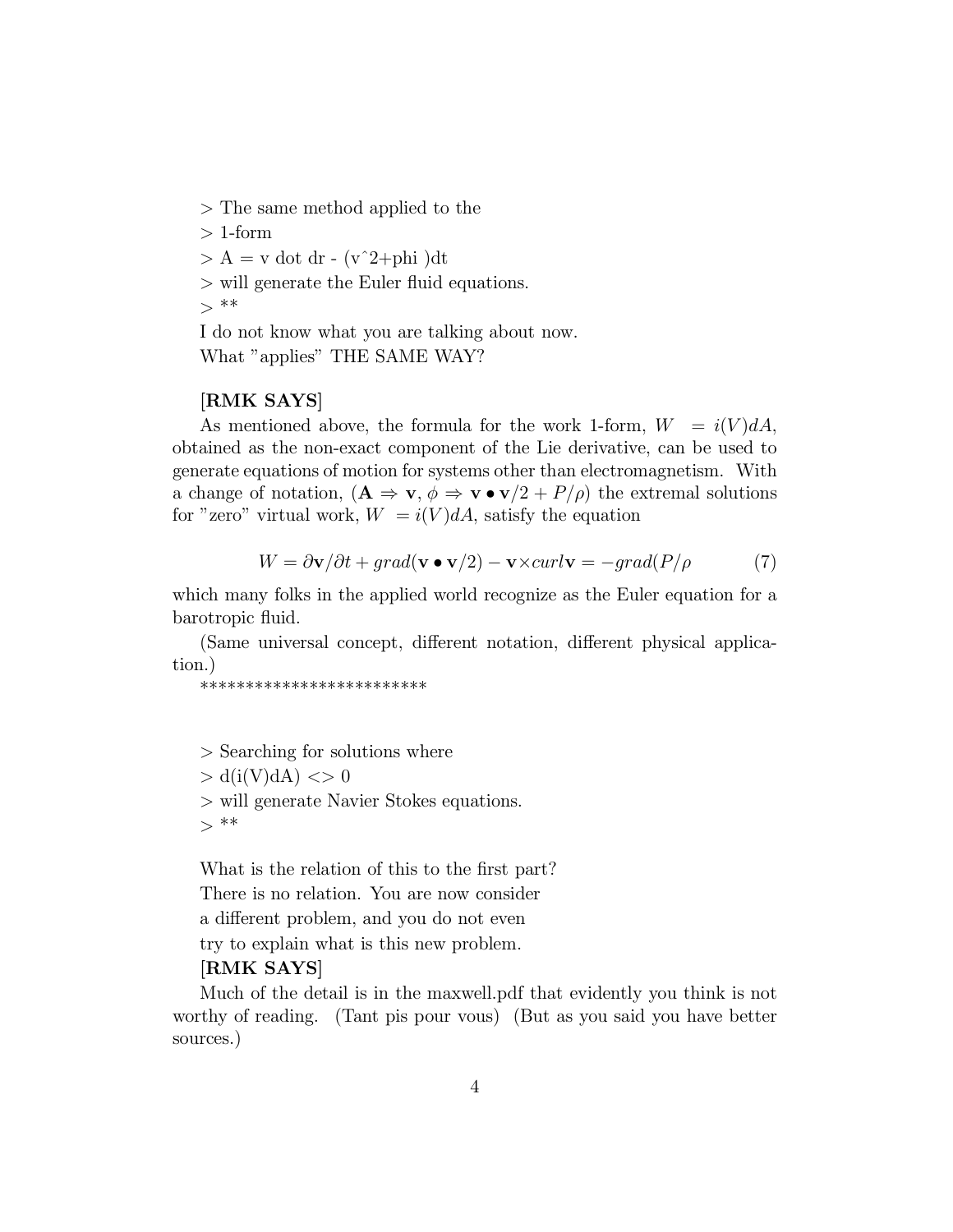> The same method applied to the
> 1-form
> A = v dot dr - (v^2+phi )dt
> will generate the Euler fluid equations.
> **

I do not know what you are talking about now.
What "applies" THE SAME WAY?

**[RMK SAYS]**

As mentioned above, the formula for the work 1-form, $W = i(V)dA$, obtained as the non-exact component of the Lie derivative, can be used to generate equations of motion for systems other than electromagnetism. With a change of notation, ($\mathbf{A} \Rightarrow \mathbf{v}$, $\phi \Rightarrow \mathbf{v} \bullet \mathbf{v}/2 + P/\rho$) the extremal solutions for "zero" virtual work, $W = i(V)dA$, satisfy the equation

$$W = \partial \mathbf{v}/\partial t + grad(\mathbf{v} \bullet \mathbf{v}/2) - \mathbf{v} \times curl \mathbf{v} = -grad(P/\rho \tag{7}$$

which many folks in the applied world recognize as the Euler equation for a barotropic fluid.

(Same universal concept, different notation, different physical application.)

*************************

> Searching for solutions where
> d(i(V)dA) <> 0
> will generate Navier Stokes equations.
> **

What is the relation of this to the first part?
There is no relation. You are now consider
a different problem, and you do not even
try to explain what is this new problem.

**[RMK SAYS]**

Much of the detail is in the maxwell.pdf that evidently you think is not worthy of reading. (Tant pis pour vous) (But as you said you have better sources.)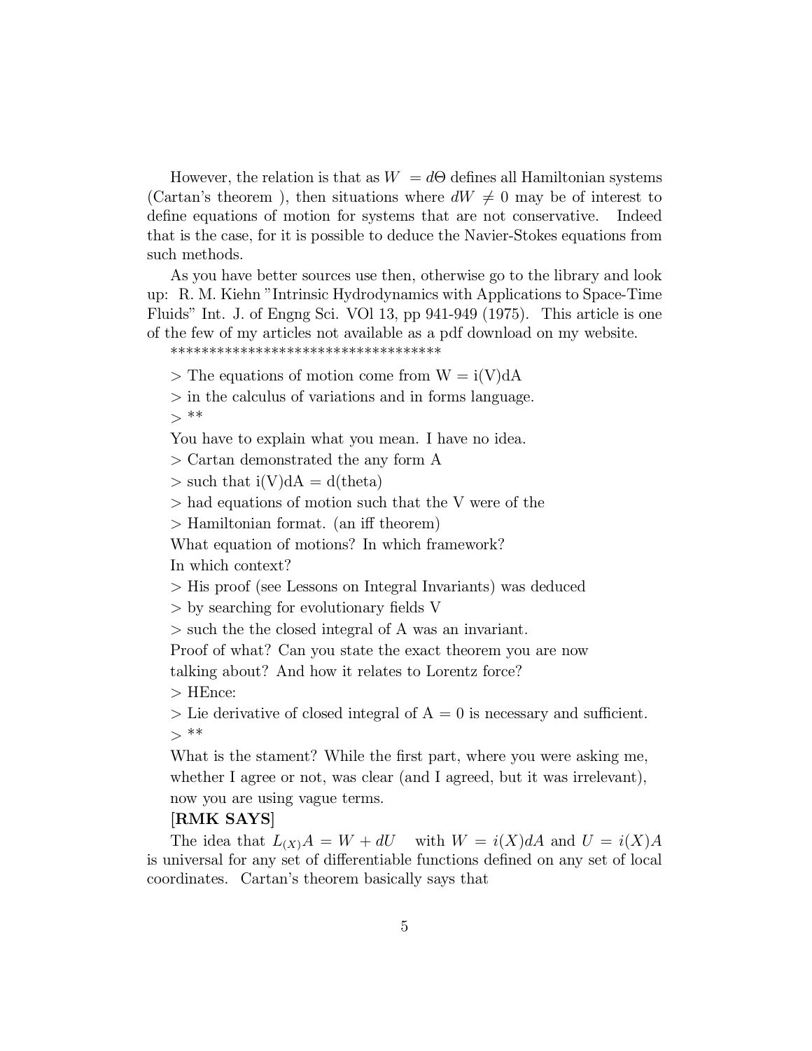However, the relation is that as $W = d\Theta$ defines all Hamiltonian systems (Cartan's theorem ), then situations where $dW \neq 0$ may be of interest to define equations of motion for systems that are not conservative. Indeed that is the case, for it is possible to deduce the Navier-Stokes equations from such methods.

As you have better sources use then, otherwise go to the library and look up: R. M. Kiehn "Intrinsic Hydrodynamics with Applications to Space-Time Fluids" Int. J. of Engng Sci. VOl 13, pp 941-949 (1975). This article is one of the few of my articles not available as a pdf download on my website.

**************************************

> The equations of motion come from W = i(V)dA

> in the calculus of variations and in forms language.

> **

You have to explain what you mean. I have no idea.

> Cartan demonstrated the any form A

> such that i(V)dA = d(theta)

> had equations of motion such that the V were of the

> Hamiltonian format. (an iff theorem)

What equation of motions? In which framework?
In which context?

> His proof (see Lessons on Integral Invariants) was deduced

> by searching for evolutionary fields V

> such the the closed integral of A was an invariant.

Proof of what? Can you state the exact theorem you are now talking about? And how it relates to Lorentz force?

> HEnce:

> Lie derivative of closed integral of A = 0 is necessary and sufficient.

> **

What is the stament? While the first part, where you were asking me, whether I agree or not, was clear (and I agreed, but it was irrelevant), now you are using vague terms.

**[RMK SAYS]**

The idea that $L_{(X)}A = W + dU$ with $W = i(X)dA$ and $U = i(X)A$ is universal for any set of differentiable functions defined on any set of local coordinates. Cartan's theorem basically says that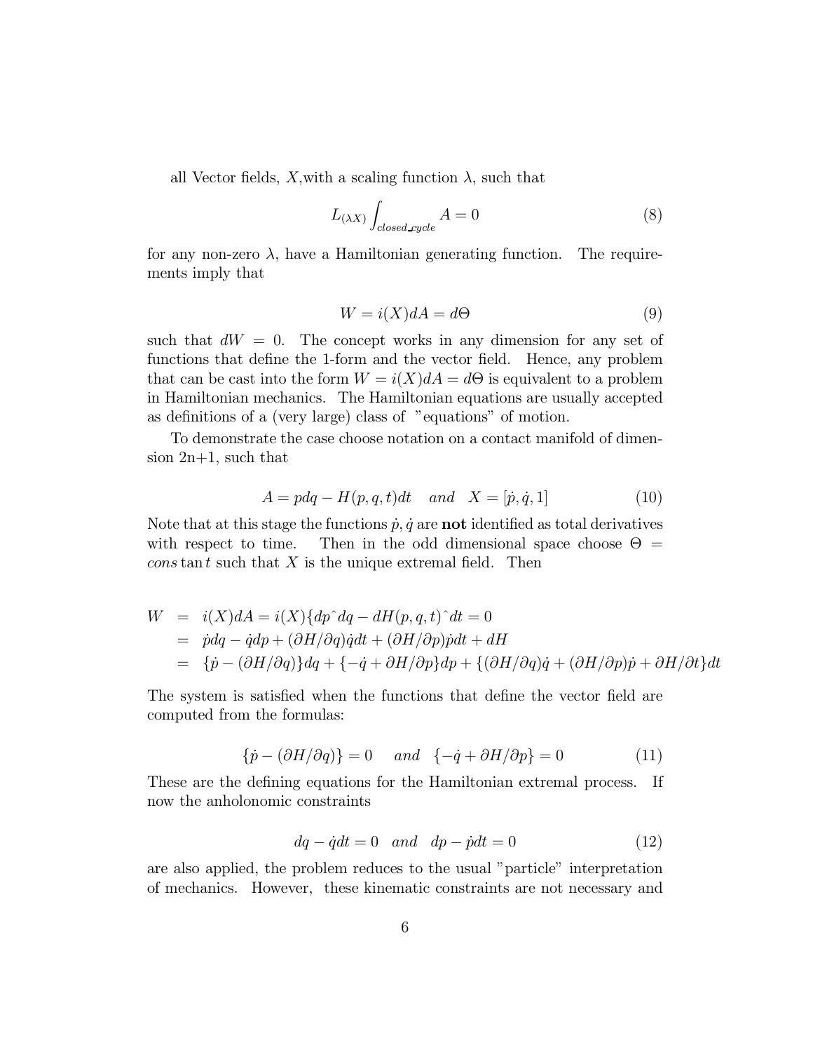all Vector fields, $X$,with a scaling function $\lambda$, such that

$$L_{(\lambda X)} \int_{closed\_cycle} A = 0 \tag{8}$$

for any non-zero $\lambda$, have a Hamiltonian generating function. The requirements imply that

$$W = i(X)dA = d\Theta \tag{9}$$

such that $dW = 0$. The concept works in any dimension for any set of functions that define the 1-form and the vector field. Hence, any problem that can be cast into the form $W = i(X)dA = d\Theta$ is equivalent to a problem in Hamiltonian mechanics. The Hamiltonian equations are usually accepted as definitions of a (very large) class of "equations" of motion.

To demonstrate the case choose notation on a contact manifold of dimension 2n+1, such that

$$A = pdq - H(p,q,t)dt \quad and \quad X = [\dot{p}, \dot{q}, 1] \tag{10}$$

Note that at this stage the functions $\dot{p}, \dot{q}$ are **not** identified as total derivatives with respect to time. Then in the odd dimensional space choose $\Theta = constant$ such that $X$ is the unique extremal field. Then

$$\begin{aligned}
W &= i(X)dA = i(X)\{dp\hat{}dq - dH(p,q,t)\hat{}dt = 0 \\
&= \dot{p}dq - \dot{q}dp + (\partial H/\partial q)\dot{q}dt + (\partial H/\partial p)\dot{p}dt + dH \\
&= \{\dot{p} - (\partial H/\partial q)\}dq + \{-\dot{q} + \partial H/\partial p\}dp + \{(\partial H/\partial q)\dot{q} + (\partial H/\partial p)\dot{p} + \partial H/\partial t\}dt
\end{aligned}$$

The system is satisfied when the functions that define the vector field are computed from the formulas:

$$\{\dot{p} - (\partial H/\partial q)\} = 0 \quad and \quad \{-\dot{q} + \partial H/\partial p\} = 0 \tag{11}$$

These are the defining equations for the Hamiltonian extremal process. If now the anholonomic constraints

$$dq - \dot{q}dt = 0 \quad and \quad dp - \dot{p}dt = 0 \tag{12}$$

are also applied, the problem reduces to the usual "particle" interpretation of mechanics. However, these kinematic constraints are not necessary and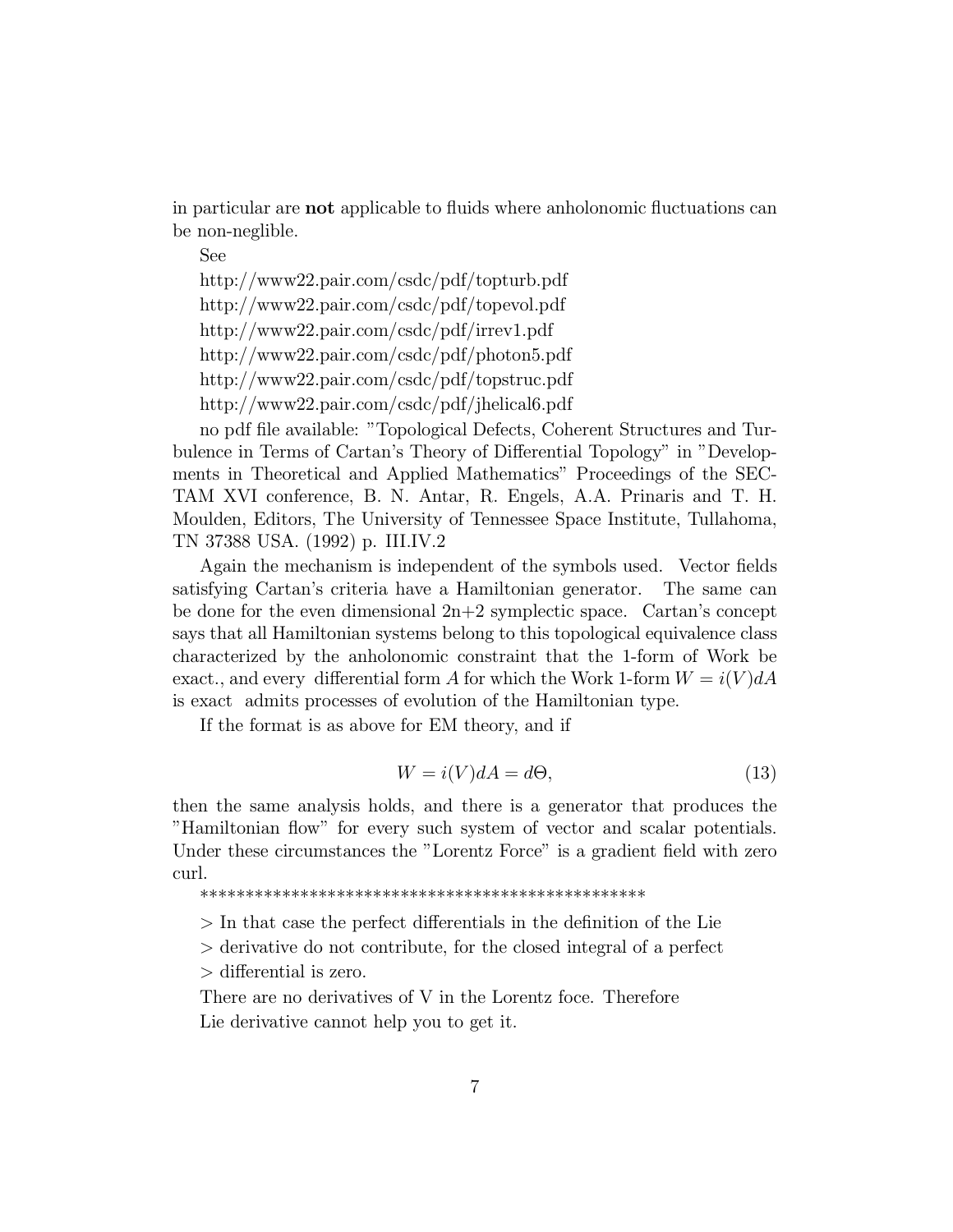in particular are **not** applicable to fluids where anholonomic fluctuations can be non-neglible.

See

http://www22.pair.com/csdc/pdf/topturb.pdf

http://www22.pair.com/csdc/pdf/topevol.pdf

http://www22.pair.com/csdc/pdf/irrev1.pdf

http://www22.pair.com/csdc/pdf/photon5.pdf

http://www22.pair.com/csdc/pdf/topstruc.pdf

http://www22.pair.com/csdc/pdf/jhelical6.pdf

no pdf file available: "Topological Defects, Coherent Structures and Turbulence in Terms of Cartan's Theory of Differential Topology" in "Developments in Theoretical and Applied Mathematics" Proceedings of the SECTAM XVI conference, B. N. Antar, R. Engels, A.A. Prinaris and T. H. Moulden, Editors, The University of Tennessee Space Institute, Tullahoma, TN 37388 USA. (1992) p. III.IV.2

Again the mechanism is independent of the symbols used. Vector fields satisfying Cartan's criteria have a Hamiltonian generator. The same can be done for the even dimensional 2n+2 symplectic space. Cartan's concept says that all Hamiltonian systems belong to this topological equivalence class characterized by the anholonomic constraint that the 1-form of Work be exact., and every differential form $A$ for which the Work 1-form $W = i(V)dA$ is exact admits processes of evolution of the Hamiltonian type.

If the format is as above for EM theory, and if

$$W = i(V)dA = d\Theta, \tag{13}$$

then the same analysis holds, and there is a generator that produces the "Hamiltonian flow" for every such system of vector and scalar potentials. Under these circumstances the "Lorentz Force" is a gradient field with zero curl.

\*\*\*\*\*\*\*\*\*\*\*\*\*\*\*\*\*\*\*\*\*\*\*\*\*\*\*\*\*\*\*\*\*\*\*\*\*\*\*\*\*\*\*\*\*\*\*\*\*\*

> In that case the perfect differentials in the definition of the Lie
> derivative do not contribute, for the closed integral of a perfect
> differential is zero.

There are no derivatives of V in the Lorentz foce. Therefore
Lie derivative cannot help you to get it.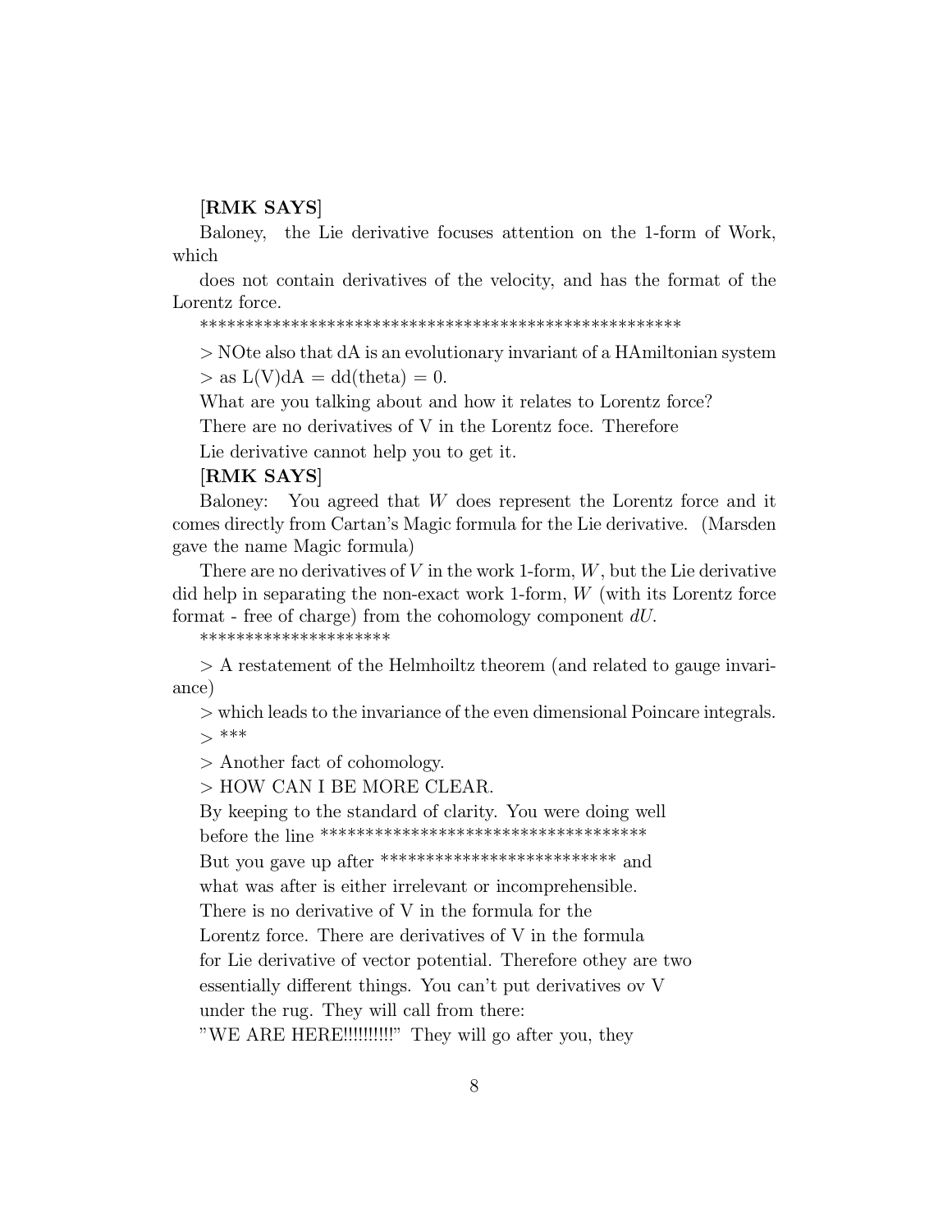**[RMK SAYS]**

Baloney, the Lie derivative focuses attention on the 1-form of Work, which

does not contain derivatives of the velocity, and has the format of the Lorentz force.

*****************************************************

> NOte also that dA is an evolutionary invariant of a HAmiltonian system

> as L(V)dA = dd(theta) = 0.

What are you talking about and how it relates to Lorentz force?

There are no derivatives of V in the Lorentz foce. Therefore

Lie derivative cannot help you to get it.

**[RMK SAYS]**

Baloney: You agreed that $W$ does represent the Lorentz force and it comes directly from Cartan's Magic formula for the Lie derivative. (Marsden gave the name Magic formula)

There are no derivatives of $V$ in the work 1-form, $W$, but the Lie derivative did help in separating the non-exact work 1-form, $W$ (with its Lorentz force format - free of charge) from the cohomology component $dU$.

*********************

> A restatement of the Helmhoiltz theorem (and related to gauge invariance)

> which leads to the invariance of the even dimensional Poincare integrals.

> ***

> Another fact of cohomology.

> HOW CAN I BE MORE CLEAR.

By keeping to the standard of clarity. You were doing well

before the line ***********************************

But you gave up after ************************** and

what was after is either irrelevant or incomprehensible.

There is no derivative of V in the formula for the

Lorentz force. There are derivatives of V in the formula

for Lie derivative of vector potential. Therefore othey are two

essentially different things. You can't put derivatives ov V

under the rug. They will call from there:

"WE ARE HERE!!!!!!!!!!" They will go after you, they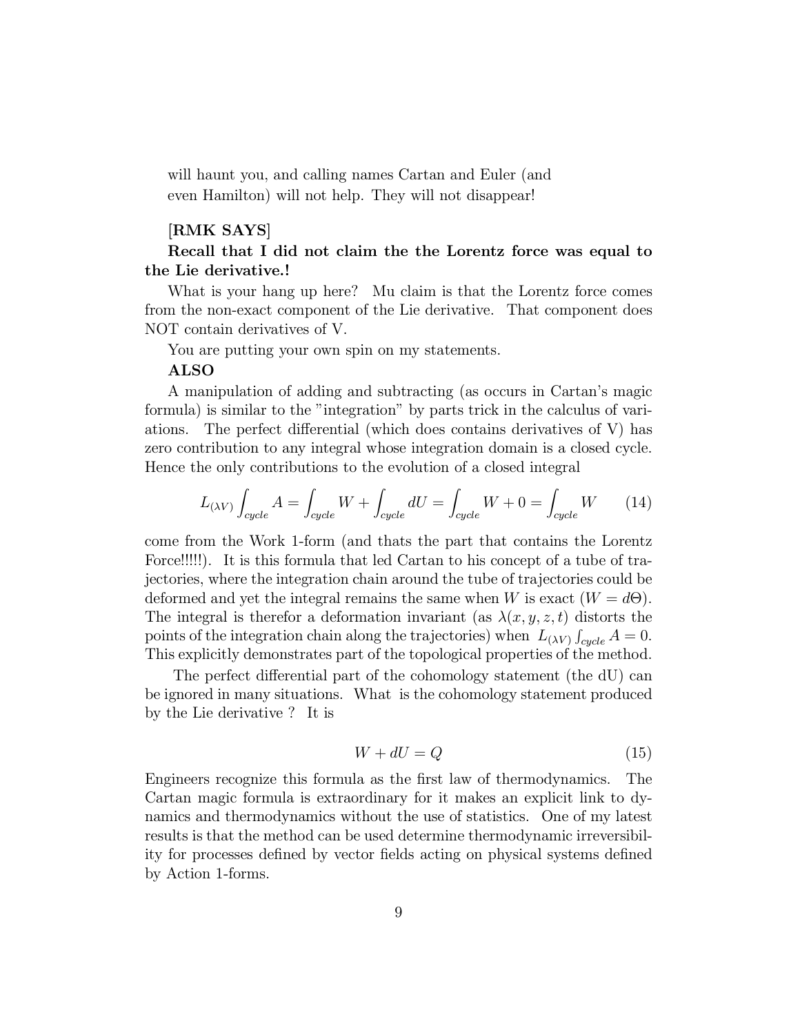will haunt you, and calling names Cartan and Euler (and even Hamilton) will not help. They will not disappear!

**[RMK SAYS]**

**Recall that I did not claim the the Lorentz force was equal to the Lie derivative.!**

What is your hang up here? Mu claim is that the Lorentz force comes from the non-exact component of the Lie derivative. That component does NOT contain derivatives of V.

You are putting your own spin on my statements.

**ALSO**

A manipulation of adding and subtracting (as occurs in Cartan's magic formula) is similar to the "integration" by parts trick in the calculus of variations. The perfect differential (which does contains derivatives of V) has zero contribution to any integral whose integration domain is a closed cycle. Hence the only contributions to the evolution of a closed integral

$$L_{(\lambda V)} \int_{cycle} A = \int_{cycle} W + \int_{cycle} dU = \int_{cycle} W + 0 = \int_{cycle} W \tag{14}$$

come from the Work 1-form (and thats the part that contains the Lorentz Force!!!!!). It is this formula that led Cartan to his concept of a tube of trajectories, where the integration chain around the tube of trajectories could be deformed and yet the integral remains the same when $W$ is exact ($W = d\Theta$). The integral is therefor a deformation invariant (as $\lambda(x, y, z, t)$ distorts the points of the integration chain along the trajectories) when $L_{(\lambda V)} \int_{cycle} A = 0$. This explicitly demonstrates part of the topological properties of the method.

The perfect differential part of the cohomology statement (the dU) can be ignored in many situations. What is the cohomology statement produced by the Lie derivative ? It is

$$W + dU = Q \tag{15}$$

Engineers recognize this formula as the first law of thermodynamics. The Cartan magic formula is extraordinary for it makes an explicit link to dynamics and thermodynamics without the use of statistics. One of my latest results is that the method can be used determine thermodynamic irreversibility for processes defined by vector fields acting on physical systems defined by Action 1-forms.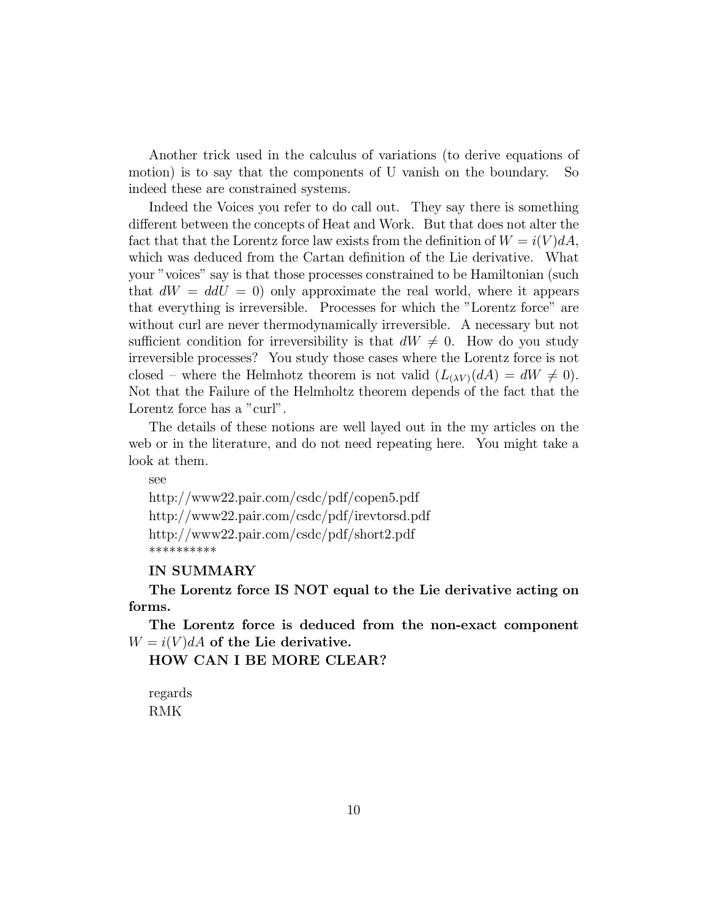Another trick used in the calculus of variations (to derive equations of motion) is to say that the components of U vanish on the boundary. So indeed these are constrained systems.

Indeed the Voices you refer to do call out. They say there is something different between the concepts of Heat and Work. But that does not alter the fact that that the Lorentz force law exists from the definition of $W = i(V)dA$, which was deduced from the Cartan definition of the Lie derivative. What your "voices" say is that those processes constrained to be Hamiltonian (such that $dW = ddU = 0$) only approximate the real world, where it appears that everything is irreversible. Processes for which the "Lorentz force" are without curl are never thermodynamically irreversible. A necessary but not sufficient condition for irreversibility is that $dW \neq 0$. How do you study irreversible processes? You study those cases where the Lorentz force is not closed – where the Helmhotz theorem is not valid $(L_{(\lambda V)}(dA) = dW \neq 0)$. Not that the Failure of the Helmholtz theorem depends of the fact that the Lorentz force has a "curl".

The details of these notions are well layed out in the my articles on the web or in the literature, and do not need repeating here. You might take a look at them.

see

http://www22.pair.com/csdc/pdf/copen5.pdf

http://www22.pair.com/csdc/pdf/irevtorsd.pdf

http://www22.pair.com/csdc/pdf/short2.pdf

**********

**IN SUMMARY**

**The Lorentz force IS NOT equal to the Lie derivative acting on forms.**

**The Lorentz force is deduced from the non-exact component $W = i(V)dA$ of the Lie derivative.**

**HOW CAN I BE MORE CLEAR?**

regards

RMK